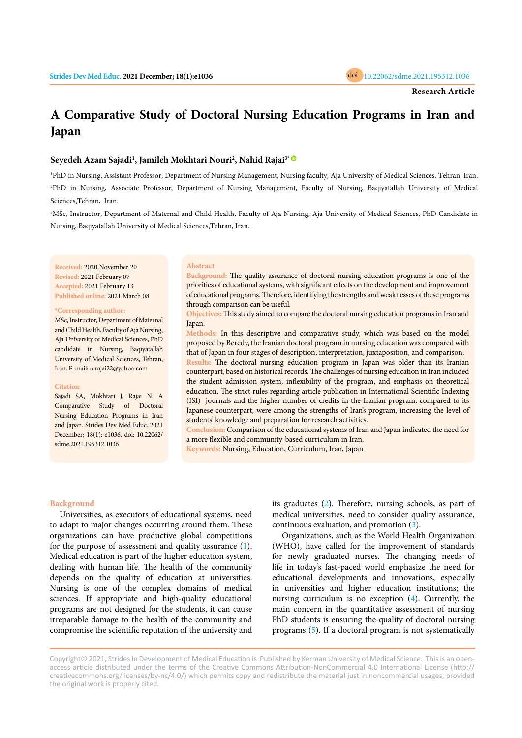Research Article

# A Comparative Study of Doctoral Nursing Education Programs in Iran and Japan

**Seyedeh Azam Sajadi[1], Jamileh Mokhtari Nouri[2], Nahid Rajai[3*]**

[1]PhD in Nursing, Assistant Professor, Department of Nursing Management, Nursing faculty, Aja University of Medical Sciences. Tehran, Iran.

[2]PhD in Nursing, Associate Professor, Department of Nursing Management, Faculty of Nursing, Baqiyatallah University of Medical Sciences,Tehran, Iran.

[3]MSc, Instructor, Department of Maternal and Child Health, Faculty of Aja Nursing, Aja University of Medical Sciences, PhD Candidate in Nursing, Baqiyatallah University of Medical Sciences,Tehran, Iran.

**Received:** 2020 November 20
**Revised:** 2021 February 07
**Accepted:** 2021 February 13
**Published online:** 2021 March 08

**\*Corresponding author:**
MSc, Instructor, Department of Maternal and Child Health, Faculty of Aja Nursing, Aja University of Medical Sciences, PhD candidate in Nursing, Baqiyatallah University of Medical Sciences, Tehran, Iran. E-mail: n.rajai22@yahoo.com

**Citation:**
Sajadi SA, Mokhtari J, Rajai N. A Comparative Study of Doctoral Nursing Education Programs in Iran and Japan. Strides Dev Med Educ. 2021 December; 18(1): e1036. doi: 10.22062/sdme.2021.195312.1036

## Abstract

**Background:** The quality assurance of doctoral nursing education programs is one of the priorities of educational systems, with significant effects on the development and improvement of educational programs. Therefore, identifying the strengths and weaknesses of these programs through comparison can be useful.

**Objectives:** This study aimed to compare the doctoral nursing education programs in Iran and Japan.

**Methods:** In this descriptive and comparative study, which was based on the model proposed by Beredy, the Iranian doctoral program in nursing education was compared with that of Japan in four stages of description, interpretation, juxtaposition, and comparison.

**Results:** The doctoral nursing education program in Japan was older than its Iranian counterpart, based on historical records. The challenges of nursing education in Iran included the student admission system, inflexibility of the program, and emphasis on theoretical education. The strict rules regarding article publication in International Scientific Indexing (ISI) journals and the higher number of credits in the Iranian program, compared to its Japanese counterpart, were among the strengths of Iran's program, increasing the level of students' knowledge and preparation for research activities.

**Conclusion:** Comparison of the educational systems of Iran and Japan indicated the need for a more flexible and community-based curriculum in Iran.

**Keywords:** Nursing, Education, Curriculum, Iran, Japan

## Background

Universities, as executors of educational systems, need to adapt to major changes occurring around them. These organizations can have productive global competitions for the purpose of assessment and quality assurance (1). Medical education is part of the higher education system, dealing with human life. The health of the community depends on the quality of education at universities. Nursing is one of the complex domains of medical sciences. If appropriate and high-quality educational programs are not designed for the students, it can cause irreparable damage to the health of the community and compromise the scientific reputation of the university and its graduates (2). Therefore, nursing schools, as part of medical universities, need to consider quality assurance, continuous evaluation, and promotion (3).

Organizations, such as the World Health Organization (WHO), have called for the improvement of standards for newly graduated nurses. The changing needs of life in today's fast-paced world emphasize the need for educational developments and innovations, especially in universities and higher education institutions; the nursing curriculum is no exception (4). Currently, the main concern in the quantitative assessment of nursing PhD students is ensuring the quality of doctoral nursing programs (5). If a doctoral program is not systematically

Copyright© 2021, Strides in Development of Medical Education is Published by Kerman University of Medical Science. This is an open-access article distributed under the terms of the Creative Commons Attribution-NonCommercial 4.0 International License (http://creativecommons.org/licenses/by-nc/4.0/) which permits copy and redistribute the material just in noncommercial usages, provided the original work is properly cited.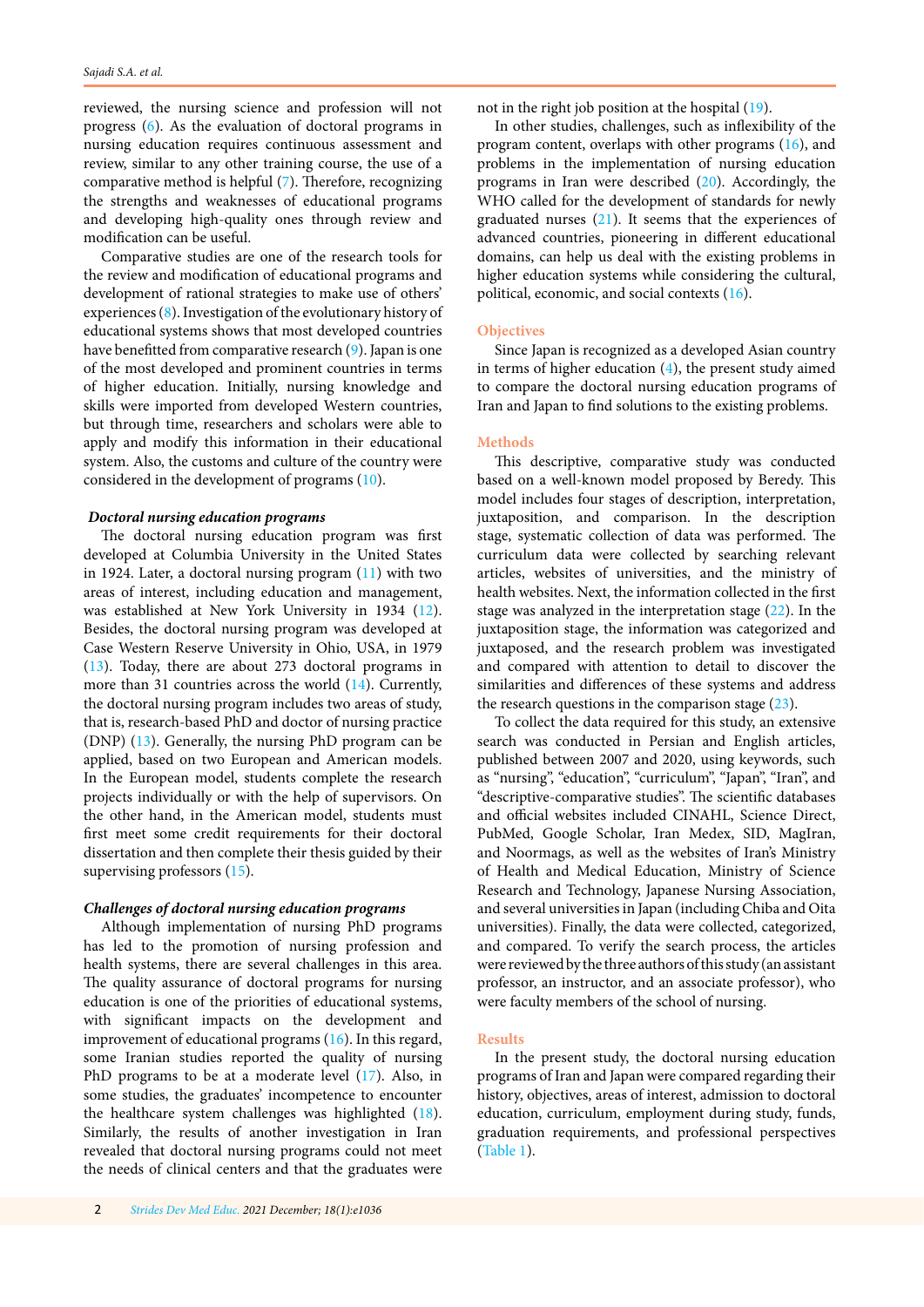reviewed, the nursing science and profession will not progress (6). As the evaluation of doctoral programs in nursing education requires continuous assessment and review, similar to any other training course, the use of a comparative method is helpful (7). Therefore, recognizing the strengths and weaknesses of educational programs and developing high-quality ones through review and modification can be useful.

Comparative studies are one of the research tools for the review and modification of educational programs and development of rational strategies to make use of others' experiences (8). Investigation of the evolutionary history of educational systems shows that most developed countries have benefitted from comparative research (9). Japan is one of the most developed and prominent countries in terms of higher education. Initially, nursing knowledge and skills were imported from developed Western countries, but through time, researchers and scholars were able to apply and modify this information in their educational system. Also, the customs and culture of the country were considered in the development of programs (10).

### Doctoral nursing education programs

The doctoral nursing education program was first developed at Columbia University in the United States in 1924. Later, a doctoral nursing program (11) with two areas of interest, including education and management, was established at New York University in 1934 (12). Besides, the doctoral nursing program was developed at Case Western Reserve University in Ohio, USA, in 1979 (13). Today, there are about 273 doctoral programs in more than 31 countries across the world (14). Currently, the doctoral nursing program includes two areas of study, that is, research-based PhD and doctor of nursing practice (DNP) (13). Generally, the nursing PhD program can be applied, based on two European and American models. In the European model, students complete the research projects individually or with the help of supervisors. On the other hand, in the American model, students must first meet some credit requirements for their doctoral dissertation and then complete their thesis guided by their supervising professors (15).

### Challenges of doctoral nursing education programs

Although implementation of nursing PhD programs has led to the promotion of nursing profession and health systems, there are several challenges in this area. The quality assurance of doctoral programs for nursing education is one of the priorities of educational systems, with significant impacts on the development and improvement of educational programs (16). In this regard, some Iranian studies reported the quality of nursing PhD programs to be at a moderate level (17). Also, in some studies, the graduates' incompetence to encounter the healthcare system challenges was highlighted (18). Similarly, the results of another investigation in Iran revealed that doctoral nursing programs could not meet the needs of clinical centers and that the graduates were not in the right job position at the hospital (19).

In other studies, challenges, such as inflexibility of the program content, overlaps with other programs (16), and problems in the implementation of nursing education programs in Iran were described (20). Accordingly, the WHO called for the development of standards for newly graduated nurses (21). It seems that the experiences of advanced countries, pioneering in different educational domains, can help us deal with the existing problems in higher education systems while considering the cultural, political, economic, and social contexts (16).

## Objectives

Since Japan is recognized as a developed Asian country in terms of higher education (4), the present study aimed to compare the doctoral nursing education programs of Iran and Japan to find solutions to the existing problems.

## Methods

This descriptive, comparative study was conducted based on a well-known model proposed by Beredy. This model includes four stages of description, interpretation, juxtaposition, and comparison. In the description stage, systematic collection of data was performed. The curriculum data were collected by searching relevant articles, websites of universities, and the ministry of health websites. Next, the information collected in the first stage was analyzed in the interpretation stage (22). In the juxtaposition stage, the information was categorized and juxtaposed, and the research problem was investigated and compared with attention to detail to discover the similarities and differences of these systems and address the research questions in the comparison stage (23).

To collect the data required for this study, an extensive search was conducted in Persian and English articles, published between 2007 and 2020, using keywords, such as "nursing", "education", "curriculum", "Japan", "Iran", and "descriptive-comparative studies". The scientific databases and official websites included CINAHL, Science Direct, PubMed, Google Scholar, Iran Medex, SID, MagIran, and Noormags, as well as the websites of Iran's Ministry of Health and Medical Education, Ministry of Science Research and Technology, Japanese Nursing Association, and several universities in Japan (including Chiba and Oita universities). Finally, the data were collected, categorized, and compared. To verify the search process, the articles were reviewed by the three authors of this study (an assistant professor, an instructor, and an associate professor), who were faculty members of the school of nursing.

## Results

In the present study, the doctoral nursing education programs of Iran and Japan were compared regarding their history, objectives, areas of interest, admission to doctoral education, curriculum, employment during study, funds, graduation requirements, and professional perspectives (Table 1).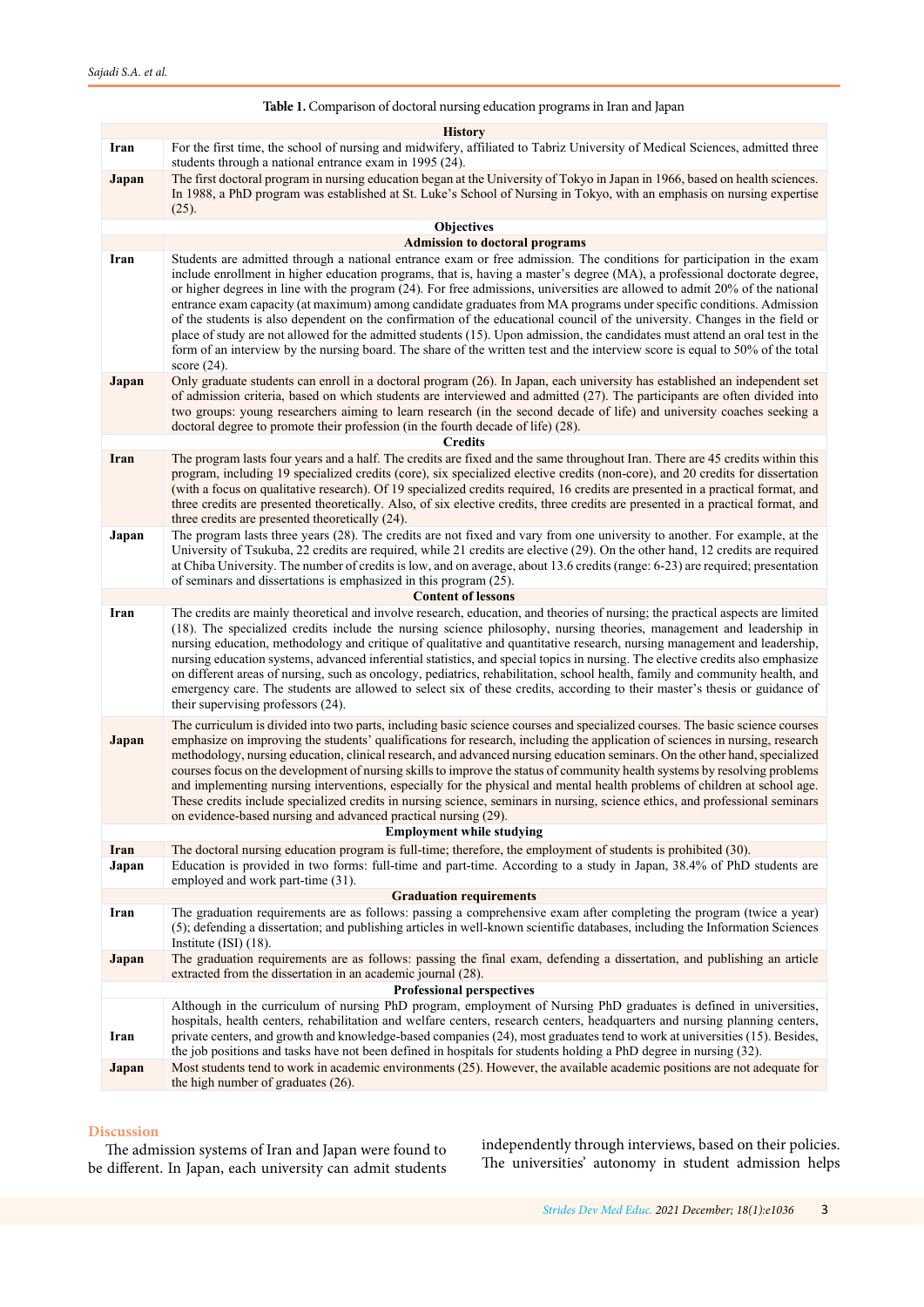**Table 1.** Comparison of doctoral nursing education programs in Iran and Japan

| | |
|---|---|
| **History** | |
| **Iran** | For the first time, the school of nursing and midwifery, affiliated to Tabriz University of Medical Sciences, admitted three students through a national entrance exam in 1995 (24). |
| **Japan** | The first doctoral program in nursing education began at the University of Tokyo in Japan in 1966, based on health sciences. In 1988, a PhD program was established at St. Luke's School of Nursing in Tokyo, with an emphasis on nursing expertise (25). |
| **Objectives** | |
| **Admission to doctoral programs** | |
| **Iran** | Students are admitted through a national entrance exam or free admission. The conditions for participation in the exam include enrollment in higher education programs, that is, having a master's degree (MA), a professional doctorate degree, or higher degrees in line with the program (24). For free admissions, universities are allowed to admit 20% of the national entrance exam capacity (at maximum) among candidate graduates from MA programs under specific conditions. Admission of the students is also dependent on the confirmation of the educational council of the university. Changes in the field or place of study are not allowed for the admitted students (15). Upon admission, the candidates must attend an oral test in the form of an interview by the nursing board. The share of the written test and the interview score is equal to 50% of the total score (24). |
| **Japan** | Only graduate students can enroll in a doctoral program (26). In Japan, each university has established an independent set of admission criteria, based on which students are interviewed and admitted (27). The participants are often divided into two groups: young researchers aiming to learn research (in the second decade of life) and university coaches seeking a doctoral degree to promote their profession (in the fourth decade of life) (28). |
| **Credits** | |
| **Iran** | The program lasts four years and a half. The credits are fixed and the same throughout Iran. There are 45 credits within this program, including 19 specialized credits (core), six specialized elective credits (non-core), and 20 credits for dissertation (with a focus on qualitative research). Of 19 specialized credits required, 16 credits are presented in a practical format, and three credits are presented theoretically. Also, of six elective credits, three credits are presented in a practical format, and three credits are presented theoretically (24). |
| **Japan** | The program lasts three years (28). The credits are not fixed and vary from one university to another. For example, at the University of Tsukuba, 22 credits are required, while 21 credits are elective (29). On the other hand, 12 credits are required at Chiba University. The number of credits is low, and on average, about 13.6 credits (range: 6-23) are required; presentation of seminars and dissertations is emphasized in this program (25). |
| **Content of lessons** | |
| **Iran** | The credits are mainly theoretical and involve research, education, and theories of nursing; the practical aspects are limited (18). The specialized credits include the nursing science philosophy, nursing theories, management and leadership in nursing education, methodology and critique of qualitative and quantitative research, nursing management and leadership, nursing education systems, advanced inferential statistics, and special topics in nursing. The elective credits also emphasize on different areas of nursing, such as oncology, pediatrics, rehabilitation, school health, family and community health, and emergency care. The students are allowed to select six of these credits, according to their master's thesis or guidance of their supervising professors (24). |
| **Japan** | The curriculum is divided into two parts, including basic science courses and specialized courses. The basic science courses emphasize on improving the students' qualifications for research, including the application of sciences in nursing, research methodology, nursing education, clinical research, and advanced nursing education seminars. On the other hand, specialized courses focus on the development of nursing skills to improve the status of community health systems by resolving problems and implementing nursing interventions, especially for the physical and mental health problems of children at school age. These credits include specialized credits in nursing science, seminars in nursing, science ethics, and professional seminars on evidence-based nursing and advanced practical nursing (29). |
| **Employment while studying** | |
| **Iran** | The doctoral nursing education program is full-time; therefore, the employment of students is prohibited (30). |
| **Japan** | Education is provided in two forms: full-time and part-time. According to a study in Japan, 38.4% of PhD students are employed and work part-time (31). |
| **Graduation requirements** | |
| **Iran** | The graduation requirements are as follows: passing a comprehensive exam after completing the program (twice a year) (5); defending a dissertation; and publishing articles in well-known scientific databases, including the Information Sciences Institute (ISI) (18). |
| **Japan** | The graduation requirements are as follows: passing the final exam, defending a dissertation, and publishing an article extracted from the dissertation in an academic journal (28). |
| **Professional perspectives** | |
| **Iran** | Although in the curriculum of nursing PhD program, employment of Nursing PhD graduates is defined in universities, hospitals, health centers, rehabilitation and welfare centers, research centers, headquarters and nursing planning centers, private centers, and growth and knowledge-based companies (24), most graduates tend to work at universities (15). Besides, the job positions and tasks have not been defined in hospitals for students holding a PhD degree in nursing (32). |
| **Japan** | Most students tend to work in academic environments (25). However, the available academic positions are not adequate for the high number of graduates (26). |

## Discussion

The admission systems of Iran and Japan were found to be different. In Japan, each university can admit students independently through interviews, based on their policies. The universities' autonomy in student admission helps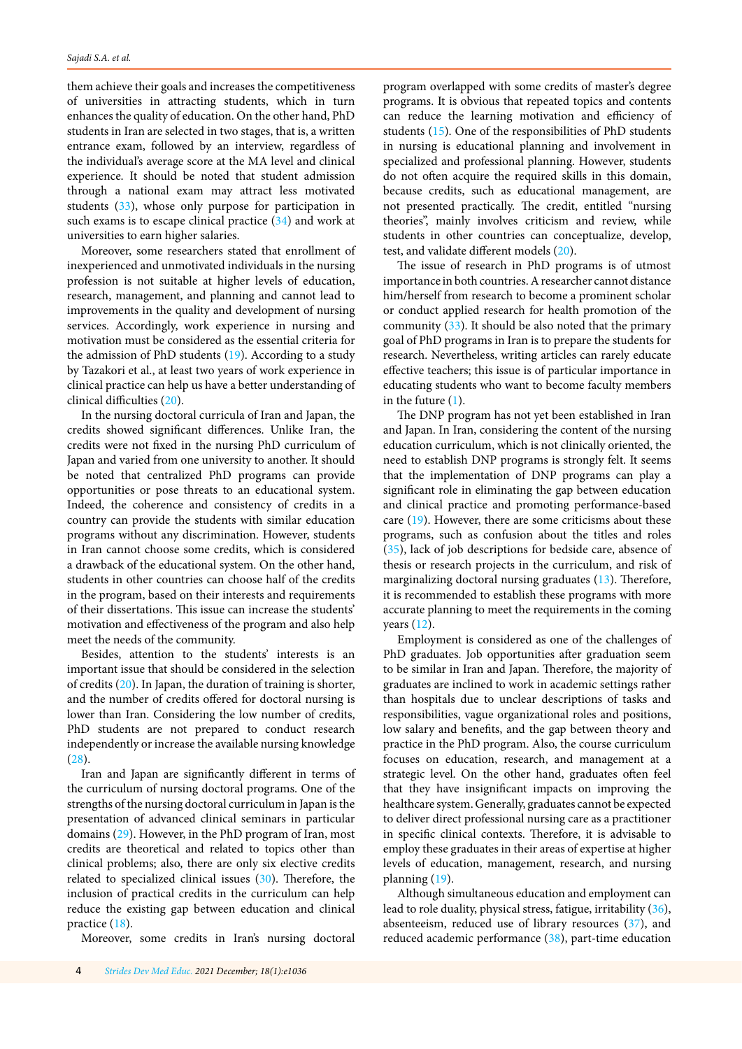them achieve their goals and increases the competitiveness of universities in attracting students, which in turn enhances the quality of education. On the other hand, PhD students in Iran are selected in two stages, that is, a written entrance exam, followed by an interview, regardless of the individual's average score at the MA level and clinical experience. It should be noted that student admission through a national exam may attract less motivated students (33), whose only purpose for participation in such exams is to escape clinical practice (34) and work at universities to earn higher salaries.

Moreover, some researchers stated that enrollment of inexperienced and unmotivated individuals in the nursing profession is not suitable at higher levels of education, research, management, and planning and cannot lead to improvements in the quality and development of nursing services. Accordingly, work experience in nursing and motivation must be considered as the essential criteria for the admission of PhD students (19). According to a study by Tazakori et al., at least two years of work experience in clinical practice can help us have a better understanding of clinical difficulties (20).

In the nursing doctoral curricula of Iran and Japan, the credits showed significant differences. Unlike Iran, the credits were not fixed in the nursing PhD curriculum of Japan and varied from one university to another. It should be noted that centralized PhD programs can provide opportunities or pose threats to an educational system. Indeed, the coherence and consistency of credits in a country can provide the students with similar education programs without any discrimination. However, students in Iran cannot choose some credits, which is considered a drawback of the educational system. On the other hand, students in other countries can choose half of the credits in the program, based on their interests and requirements of their dissertations. This issue can increase the students' motivation and effectiveness of the program and also help meet the needs of the community.

Besides, attention to the students' interests is an important issue that should be considered in the selection of credits (20). In Japan, the duration of training is shorter, and the number of credits offered for doctoral nursing is lower than Iran. Considering the low number of credits, PhD students are not prepared to conduct research independently or increase the available nursing knowledge (28).

Iran and Japan are significantly different in terms of the curriculum of nursing doctoral programs. One of the strengths of the nursing doctoral curriculum in Japan is the presentation of advanced clinical seminars in particular domains (29). However, in the PhD program of Iran, most credits are theoretical and related to topics other than clinical problems; also, there are only six elective credits related to specialized clinical issues (30). Therefore, the inclusion of practical credits in the curriculum can help reduce the existing gap between education and clinical practice (18).

Moreover, some credits in Iran's nursing doctoral program overlapped with some credits of master's degree programs. It is obvious that repeated topics and contents can reduce the learning motivation and efficiency of students (15). One of the responsibilities of PhD students in nursing is educational planning and involvement in specialized and professional planning. However, students do not often acquire the required skills in this domain, because credits, such as educational management, are not presented practically. The credit, entitled "nursing theories", mainly involves criticism and review, while students in other countries can conceptualize, develop, test, and validate different models (20).

The issue of research in PhD programs is of utmost importance in both countries. A researcher cannot distance him/herself from research to become a prominent scholar or conduct applied research for health promotion of the community (33). It should be also noted that the primary goal of PhD programs in Iran is to prepare the students for research. Nevertheless, writing articles can rarely educate effective teachers; this issue is of particular importance in educating students who want to become faculty members in the future (1).

The DNP program has not yet been established in Iran and Japan. In Iran, considering the content of the nursing education curriculum, which is not clinically oriented, the need to establish DNP programs is strongly felt. It seems that the implementation of DNP programs can play a significant role in eliminating the gap between education and clinical practice and promoting performance-based care (19). However, there are some criticisms about these programs, such as confusion about the titles and roles (35), lack of job descriptions for bedside care, absence of thesis or research projects in the curriculum, and risk of marginalizing doctoral nursing graduates (13). Therefore, it is recommended to establish these programs with more accurate planning to meet the requirements in the coming years (12).

Employment is considered as one of the challenges of PhD graduates. Job opportunities after graduation seem to be similar in Iran and Japan. Therefore, the majority of graduates are inclined to work in academic settings rather than hospitals due to unclear descriptions of tasks and responsibilities, vague organizational roles and positions, low salary and benefits, and the gap between theory and practice in the PhD program. Also, the course curriculum focuses on education, research, and management at a strategic level. On the other hand, graduates often feel that they have insignificant impacts on improving the healthcare system. Generally, graduates cannot be expected to deliver direct professional nursing care as a practitioner in specific clinical contexts. Therefore, it is advisable to employ these graduates in their areas of expertise at higher levels of education, management, research, and nursing planning (19).

Although simultaneous education and employment can lead to role duality, physical stress, fatigue, irritability (36), absenteeism, reduced use of library resources (37), and reduced academic performance (38), part-time education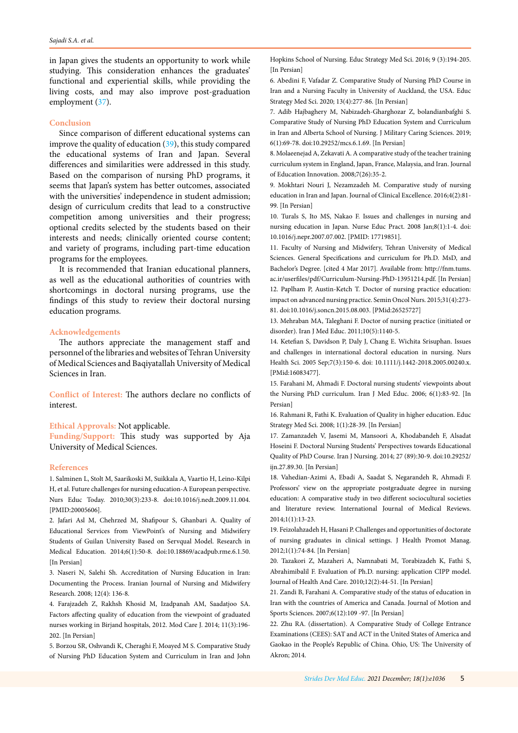in Japan gives the students an opportunity to work while studying. This consideration enhances the graduates' functional and experiential skills, while providing the living costs, and may also improve post-graduation employment (37).

## Conclusion

Since comparison of different educational systems can improve the quality of education (39), this study compared the educational systems of Iran and Japan. Several differences and similarities were addressed in this study. Based on the comparison of nursing PhD programs, it seems that Japan's system has better outcomes, associated with the universities' independence in student admission; design of curriculum credits that lead to a constructive competition among universities and their progress; optional credits selected by the students based on their interests and needs; clinically oriented course content; and variety of programs, including part-time education programs for the employees.

It is recommended that Iranian educational planners, as well as the educational authorities of countries with shortcomings in doctoral nursing programs, use the findings of this study to review their doctoral nursing education programs.

## Acknowledgements

The authors appreciate the management staff and personnel of the libraries and websites of Tehran University of Medical Sciences and Baqiyatallah University of Medical Sciences in Iran.

**Conflict of Interest:** The authors declare no conflicts of interest.

**Ethical Approvals:** Not applicable.

**Funding/Support:** This study was supported by Aja University of Medical Sciences.

## References

1. Salminen L, Stolt M, Saarikoski M, Suikkala A, Vaartio H, Leino-Kilpi H, et al. Future challenges for nursing education-A European perspective. Nurs Educ Today. 2010;30(3):233-8. doi:10.1016/j.nedt.2009.11.004. [PMID:20005606].
2. Jafari Asl M, Chehrzed M, Shafipour S, Ghanbari A. Quality of Educational Services from ViewPoint's of Nursing and Midwifery Students of Guilan University Based on Servqual Model. Research in Medical Education. 2014;6(1):50-8. doi:10.18869/acadpub.rme.6.1.50. [In Persian]
3. Naseri N, Salehi Sh. Accreditation of Nursing Education in Iran: Documenting the Process. Iranian Journal of Nursing and Midwifery Research. 2008; 12(4): 136-8.
4. Farajzadeh Z, Rakhsh Khosid M, Izadpanah AM, Saadatjoo SA. Factors affecting quality of education from the viewpoint of graduated nurses working in Birjand hospitals, 2012. Mod Care J. 2014; 11(3):196-202. [In Persian]
5. Borzou SR, Oshvandi K, Cheraghi F, Moayed M S. Comparative Study of Nursing PhD Education System and Curriculum in Iran and John Hopkins School of Nursing. Educ Strategy Med Sci. 2016; 9 (3):194-205. [In Persian]
6. Abedini F, Vafadar Z. Comparative Study of Nursing PhD Course in Iran and a Nursing Faculty in University of Auckland, the USA. Educ Strategy Med Sci. 2020; 13(4):277-86. [In Persian]
7. Adib Hajbaghery M, Nabizadeh-Gharghozar Z, bolandianbafghi S. Comparative Study of Nursing PhD Education System and Curriculum in Iran and Alberta School of Nursing. J Military Caring Sciences. 2019; 6(1):69-78. doi:10.29252/mcs.6.1.69. [In Persian]
8. Molaeenejad A, Zekavati A. A comparative study of the teacher training curriculum system in England, Japan, France, Malaysia, and Iran. Journal of Education Innovation. 2008;7(26):35-2.
9. Mokhtari Nouri J, Nezamzadeh M. Comparative study of nursing education in Iran and Japan. Journal of Clinical Excellence. 2016;4(2):81-99. [In Persian]
10. Turals S, Ito MS, Nakao F. Issues and challenges in nursing and nursing education in Japan. Nurse Educ Pract. 2008 Jan;8(1):1-4. doi: 10.1016/j.nepr.2007.07.002. [PMID: 17719851].
11. Faculty of Nursing and Midwifery, Tehran University of Medical Sciences. General Specifications and curriculum for Ph.D. MsD, and Bachelor's Degree. [cited 4 Mar 2017]. Available from: http://fnm.tums.ac.ir/userfiles/pdf/Curriculum-Nursing-PhD-13951214.pdf. [In Persian]
12. Paplham P, Austin-Ketch T. Doctor of nursing practice education: impact on advanced nursing practice. Semin Oncol Nurs. 2015;31(4):273-81. doi:10.1016/j.soncn.2015.08.003. [PMid:26525727]
13. Mehraban MA, Taleghani F. Doctor of nursing practice (initiated or disorder). Iran J Med Educ. 2011;10(5):1140-5.
14. Ketefian S, Davidson P, Daly J, Chang E. Wichita Srisuphan. Issues and challenges in international doctoral education in nursing. Nurs Health Sci. 2005 Sep;7(3):150-6. doi: 10.1111/j.1442-2018.2005.00240.x. [PMid:16083477].
15. Farahani M, Ahmadi F. Doctoral nursing students' viewpoints about the Nursing PhD curriculum. Iran J Med Educ. 2006; 6(1):83-92. [In Persian]
16. Rahmani R, Fathi K. Evaluation of Quality in higher education. Educ Strategy Med Sci. 2008; 1(1):28-39. [In Persian]
17. Zamanzadeh V, Jasemi M, Mansoori A, Khodabandeh F, Alsadat Hoseini F. Doctoral Nursing Students' Perspectives towards Educational Quality of PhD Course. Iran J Nursing. 2014; 27 (89):30-9. doi:10.29252/ijn.27.89.30. [In Persian]
18. Vahedian-Azimi A, Ebadi A, Saadat S, Negarandeh R, Ahmadi F. Professors' view on the appropriate postgraduate degree in nursing education: A comparative study in two different sociocultural societies and literature review. International Journal of Medical Reviews. 2014;1(1):13-23.
19. Feizolahzadeh H, Hasani P. Challenges and opportunities of doctorate of nursing graduates in clinical settings. J Health Promot Manag. 2012;1(1):74-84. [In Persian]
20. Tazakori Z, Mazaheri A, Namnabati M, Torabizadeh K, Fathi S, Abrahimibalil F. Evaluation of Ph.D. nursing: application CIPP model. Journal of Health And Care. 2010;12(2):44-51. [In Persian]
21. Zandi B, Farahani A. Comparative study of the status of education in Iran with the countries of America and Canada. Journal of Motion and Sports Sciences. 2007;6(12):109 -97. [In Persian]
22. Zhu RA. (dissertation). A Comparative Study of College Entrance Examinations (CEES): SAT and ACT in the United States of America and Gaokao in the People's Republic of China. Ohio, US: The University of Akron; 2014.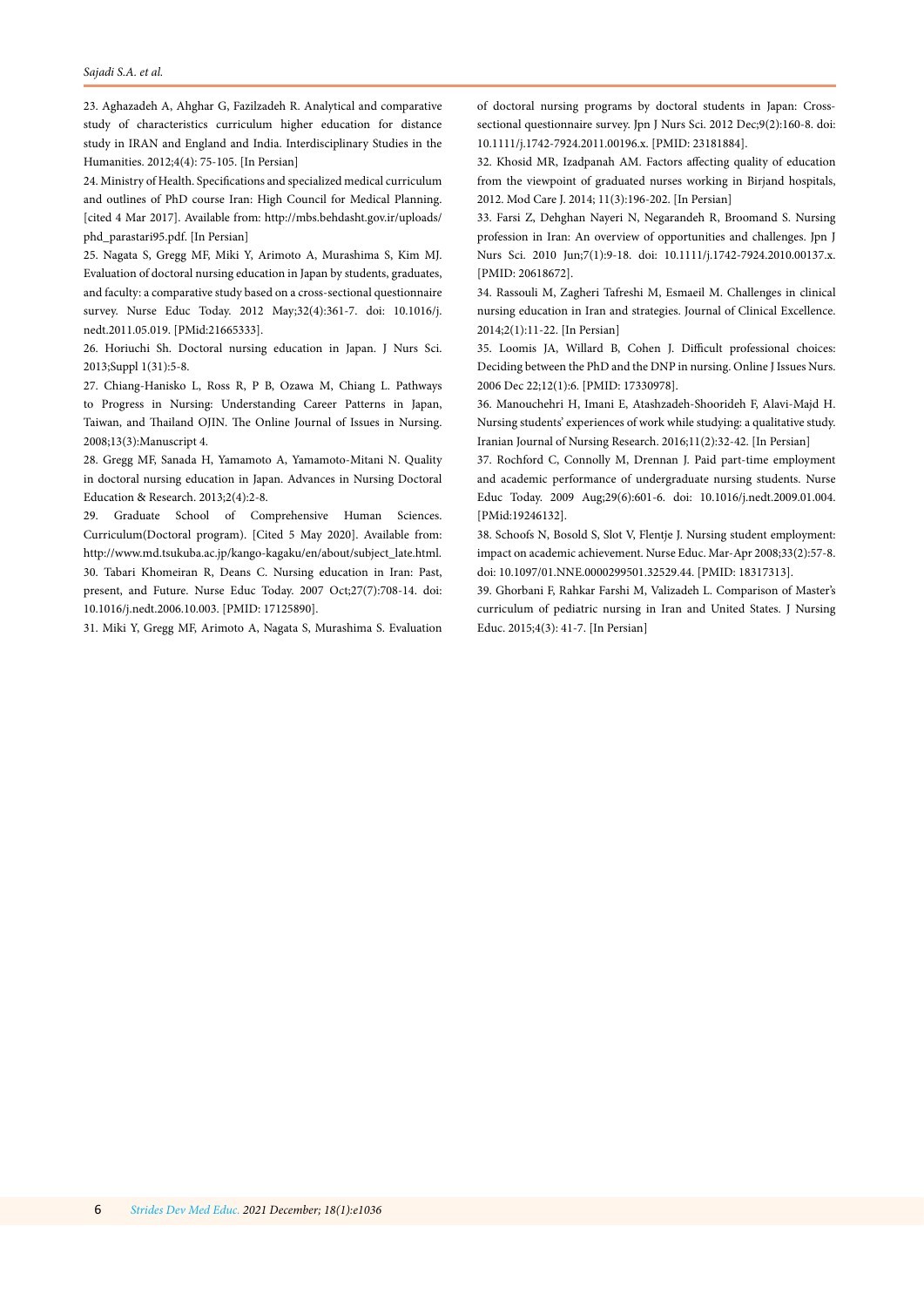23. Aghazadeh A, Ahghar G, Fazilzadeh R. Analytical and comparative study of characteristics curriculum higher education for distance study in IRAN and England and India. Interdisciplinary Studies in the Humanities. 2012;4(4): 75-105. [In Persian]

24. Ministry of Health. Specifications and specialized medical curriculum and outlines of PhD course Iran: High Council for Medical Planning. [cited 4 Mar 2017]. Available from: http://mbs.behdasht.gov.ir/uploads/phd_parastari95.pdf. [In Persian]

25. Nagata S, Gregg MF, Miki Y, Arimoto A, Murashima S, Kim MJ. Evaluation of doctoral nursing education in Japan by students, graduates, and faculty: a comparative study based on a cross-sectional questionnaire survey. Nurse Educ Today. 2012 May;32(4):361-7. doi: 10.1016/j.nedt.2011.05.019. [PMid:21665333].

26. Horiuchi Sh. Doctoral nursing education in Japan. J Nurs Sci. 2013;Suppl 1(31):5-8.

27. Chiang-Hanisko L, Ross R, P B, Ozawa M, Chiang L. Pathways to Progress in Nursing: Understanding Career Patterns in Japan, Taiwan, and Thailand OJIN. The Online Journal of Issues in Nursing. 2008;13(3):Manuscript 4.

28. Gregg MF, Sanada H, Yamamoto A, Yamamoto-Mitani N. Quality in doctoral nursing education in Japan. Advances in Nursing Doctoral Education & Research. 2013;2(4):2-8.

29. Graduate School of Comprehensive Human Sciences. Curriculum(Doctoral program). [Cited 5 May 2020]. Available from: http://www.md.tsukuba.ac.jp/kango-kagaku/en/about/subject_late.html.

30. Tabari Khomeiran R, Deans C. Nursing education in Iran: Past, present, and Future. Nurse Educ Today. 2007 Oct;27(7):708-14. doi: 10.1016/j.nedt.2006.10.003. [PMID: 17125890].

31. Miki Y, Gregg MF, Arimoto A, Nagata S, Murashima S. Evaluation of doctoral nursing programs by doctoral students in Japan: Cross-sectional questionnaire survey. Jpn J Nurs Sci. 2012 Dec;9(2):160-8. doi: 10.1111/j.1742-7924.2011.00196.x. [PMID: 23181884].

32. Khosid MR, Izadpanah AM. Factors affecting quality of education from the viewpoint of graduated nurses working in Birjand hospitals, 2012. Mod Care J. 2014; 11(3):196-202. [In Persian]

33. Farsi Z, Dehghan Nayeri N, Negarandeh R, Broomand S. Nursing profession in Iran: An overview of opportunities and challenges. Jpn J Nurs Sci. 2010 Jun;7(1):9-18. doi: 10.1111/j.1742-7924.2010.00137.x. [PMID: 20618672].

34. Rassouli M, Zagheri Tafreshi M, Esmaeil M. Challenges in clinical nursing education in Iran and strategies. Journal of Clinical Excellence. 2014;2(1):11-22. [In Persian]

35. Loomis JA, Willard B, Cohen J. Difficult professional choices: Deciding between the PhD and the DNP in nursing. Online J Issues Nurs. 2006 Dec 22;12(1):6. [PMID: 17330978].

36. Manouchehri H, Imani E, Atashzadeh-Shoorideh F, Alavi-Majd H. Nursing students' experiences of work while studying: a qualitative study. Iranian Journal of Nursing Research. 2016;11(2):32-42. [In Persian]

37. Rochford C, Connolly M, Drennan J. Paid part-time employment and academic performance of undergraduate nursing students. Nurse Educ Today. 2009 Aug;29(6):601-6. doi: 10.1016/j.nedt.2009.01.004. [PMid:19246132].

38. Schoofs N, Bosold S, Slot V, Flentje J. Nursing student employment: impact on academic achievement. Nurse Educ. Mar-Apr 2008;33(2):57-8. doi: 10.1097/01.NNE.0000299501.32529.44. [PMID: 18317313].

39. Ghorbani F, Rahkar Farshi M, Valizadeh L. Comparison of Master's curriculum of pediatric nursing in Iran and United States. J Nursing Educ. 2015;4(3): 41-7. [In Persian]